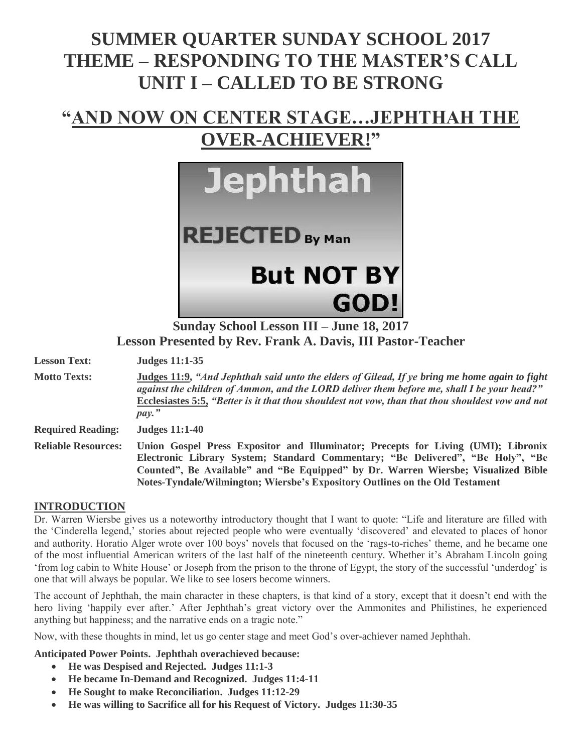# SUMMER QUARTER SUNDAY SCHOOL 2017
# THEME – RESPONDING TO THE MASTER'S CALL
# UNIT I – CALLED TO BE STRONG

## "AND NOW ON CENTER STAGE….JEPHTHAH THE OVER-ACHIEVER!"

**Sunday School Lesson III – June 18, 2017**
**Lesson Presented by Rev. Frank A. Davis, III Pastor-Teacher**

**Lesson Text:** **Judges 11:1-35**

**Motto Texts:** **Judges 11:9,** ***"And Jephthah said unto the elders of Gilead, If ye bring me home again to fight against the children of Ammon, and the LORD deliver them before me, shall I be your head?"*** **Ecclesiastes 5:5,** ***"Better is it that thou shouldest not vow, than that thou shouldest vow and not pay."***

**Required Reading:** **Judges 11:1-40**

**Reliable Resources:** **Union Gospel Press Expositor and Illuminator; Precepts for Living (UMI); Libronix Electronic Library System; Standard Commentary; "Be Delivered", "Be Holy", "Be Counted", Be Available" and "Be Equipped" by Dr. Warren Wiersbe; Visualized Bible Notes-Tyndale/Wilmington; Wiersbe's Expository Outlines on the Old Testament**

## INTRODUCTION

Dr. Warren Wiersbe gives us a noteworthy introductory thought that I want to quote: "Life and literature are filled with the 'Cinderella legend,' stories about rejected people who were eventually 'discovered' and elevated to places of honor and authority. Horatio Alger wrote over 100 boys' novels that focused on the 'rags-to-riches' theme, and he became one of the most influential American writers of the last half of the nineteenth century. Whether it's Abraham Lincoln going 'from log cabin to White House' or Joseph from the prison to the throne of Egypt, the story of the successful 'underdog' is one that will always be popular. We like to see losers become winners.

The account of Jephthah, the main character in these chapters, is that kind of a story, except that it doesn't end with the hero living 'happily ever after.' After Jephthah's great victory over the Ammonites and Philistines, he experienced anything but happiness; and the narrative ends on a tragic note."

Now, with these thoughts in mind, let us go center stage and meet God's over-achiever named Jephthah.

**Anticipated Power Points. Jephthah overachieved because:**

- **He was Despised and Rejected. Judges 11:1-3**
- **He became In-Demand and Recognized. Judges 11:4-11**
- **He Sought to make Reconciliation. Judges 11:12-29**
- **He was willing to Sacrifice all for his Request of Victory. Judges 11:30-35**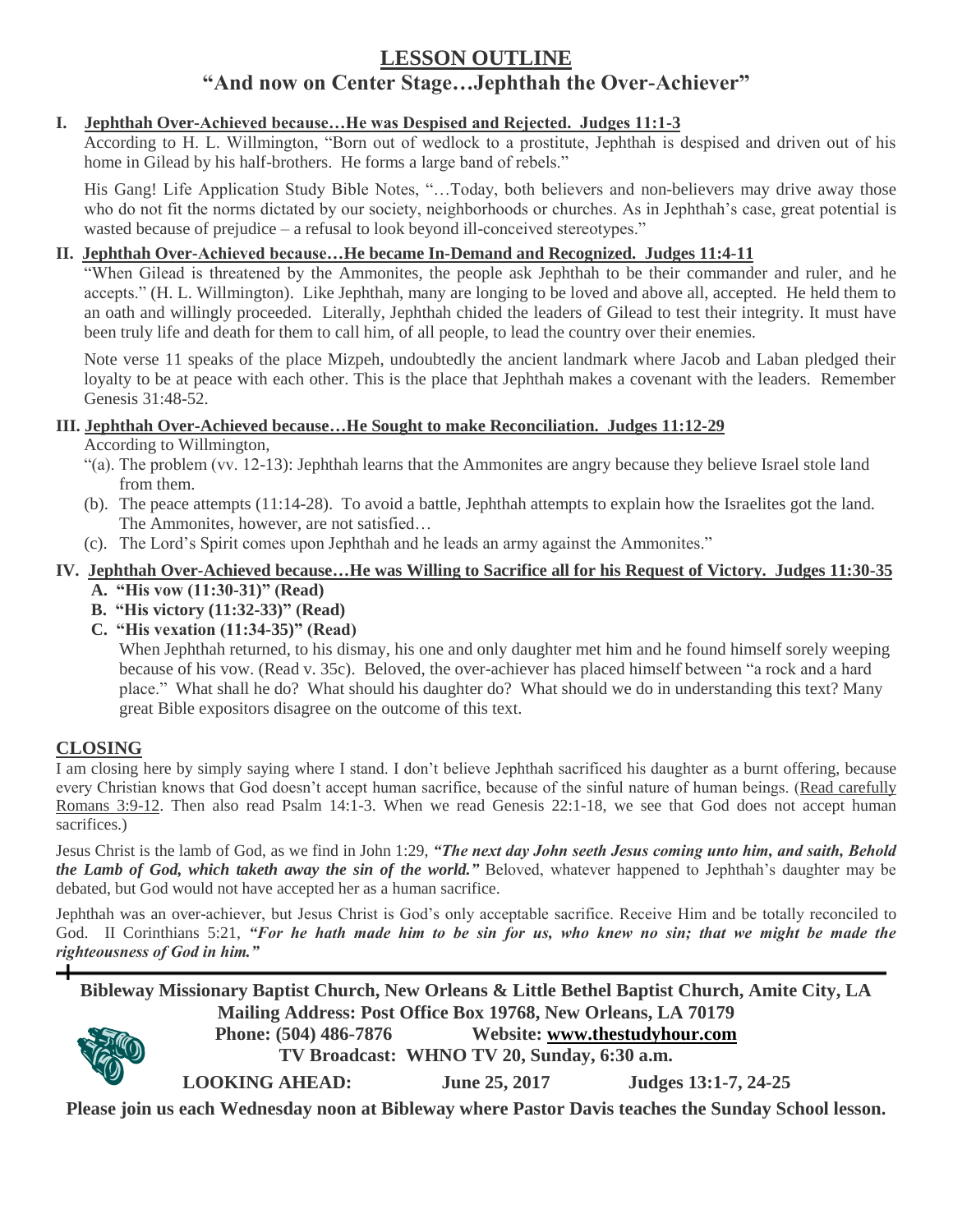# LESSON OUTLINE

## "And now on Center Stage…Jephthah the Over-Achiever"

### I. Jephthah Over-Achieved because…He was Despised and Rejected. Judges 11:1-3

According to H. L. Willmington, "Born out of wedlock to a prostitute, Jephthah is despised and driven out of his home in Gilead by his half-brothers. He forms a large band of rebels."

His Gang! Life Application Study Bible Notes, "…Today, both believers and non-believers may drive away those who do not fit the norms dictated by our society, neighborhoods or churches. As in Jephthah's case, great potential is wasted because of prejudice – a refusal to look beyond ill-conceived stereotypes."

### II. Jephthah Over-Achieved because…He became In-Demand and Recognized. Judges 11:4-11

"When Gilead is threatened by the Ammonites, the people ask Jephthah to be their commander and ruler, and he accepts." (H. L. Willmington). Like Jephthah, many are longing to be loved and above all, accepted. He held them to an oath and willingly proceeded. Literally, Jephthah chided the leaders of Gilead to test their integrity. It must have been truly life and death for them to call him, of all people, to lead the country over their enemies.

Note verse 11 speaks of the place Mizpeh, undoubtedly the ancient landmark where Jacob and Laban pledged their loyalty to be at peace with each other. This is the place that Jephthah makes a covenant with the leaders. Remember Genesis 31:48-52.

### III. Jephthah Over-Achieved because…He Sought to make Reconciliation. Judges 11:12-29

According to Willmington,

"(a). The problem (vv. 12-13): Jephthah learns that the Ammonites are angry because they believe Israel stole land from them.

(b). The peace attempts (11:14-28). To avoid a battle, Jephthah attempts to explain how the Israelites got the land. The Ammonites, however, are not satisfied…

(c). The Lord's Spirit comes upon Jephthah and he leads an army against the Ammonites."

### IV. Jephthah Over-Achieved because…He was Willing to Sacrifice all for his Request of Victory. Judges 11:30-35

**A. "His vow (11:30-31)" (Read)**

**B. "His victory (11:32-33)" (Read)**

**C. "His vexation (11:34-35)" (Read)**

When Jephthah returned, to his dismay, his one and only daughter met him and he found himself sorely weeping because of his vow. (Read v. 35c). Beloved, the over-achiever has placed himself between "a rock and a hard place." What shall he do? What should his daughter do? What should we do in understanding this text? Many great Bible expositors disagree on the outcome of this text.

## CLOSING

I am closing here by simply saying where I stand. I don't believe Jephthah sacrificed his daughter as a burnt offering, because every Christian knows that God doesn't accept human sacrifice, because of the sinful nature of human beings. (Read carefully Romans 3:9-12. Then also read Psalm 14:1-3. When we read Genesis 22:1-18, we see that God does not accept human sacrifices.)

Jesus Christ is the lamb of God, as we find in John 1:29, ***"The next day John seeth Jesus coming unto him, and saith, Behold the Lamb of God, which taketh away the sin of the world."*** Beloved, whatever happened to Jephthah's daughter may be debated, but God would not have accepted her as a human sacrifice.

Jephthah was an over-achiever, but Jesus Christ is God's only acceptable sacrifice. Receive Him and be totally reconciled to God. II Corinthians 5:21, ***"For he hath made him to be sin for us, who knew no sin; that we might be made the righteousness of God in him."***

---

**Bibleway Missionary Baptist Church, New Orleans & Little Bethel Baptist Church, Amite City, LA**
**Mailing Address: Post Office Box 19768, New Orleans, LA 70179**
**Phone: (504) 486-7876 Website: www.thestudyhour.com**
**TV Broadcast: WHNO TV 20, Sunday, 6:30 a.m.**
**LOOKING AHEAD: June 25, 2017 Judges 13:1-7, 24-25**

**Please join us each Wednesday noon at Bibleway where Pastor Davis teaches the Sunday School lesson.**